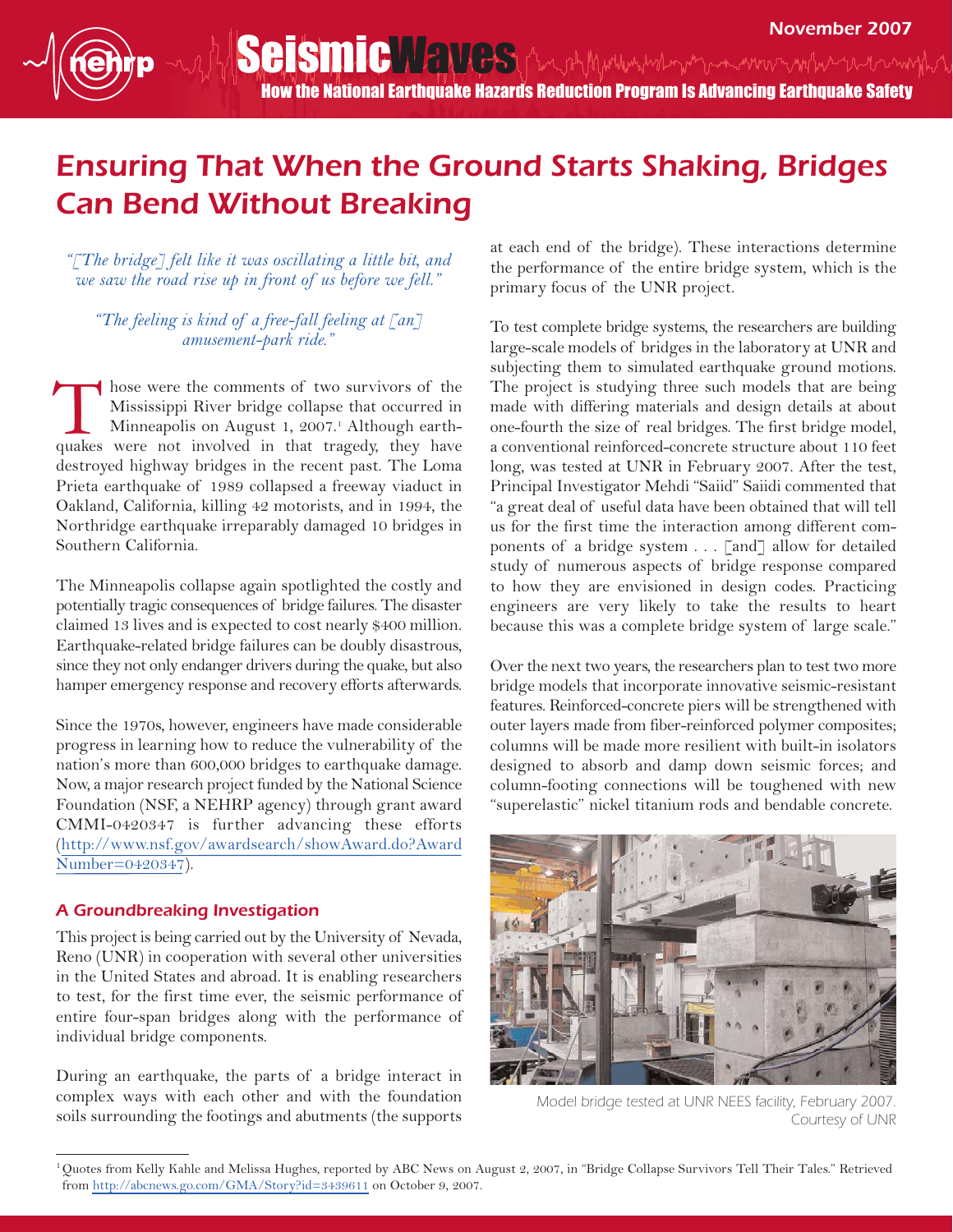# Ensuring That When the Ground Starts Shaking, Bridges Can Bend Without Breaking

*"[The bridge] felt like it was oscillating a little bit, and we saw the road rise up in front of us before we fell."*

*"The feeling is kind of a free-fall feeling at [an] amusement-park ride."*

Those were the comments of two survivors of the Mississippi River bridge collapse that occurred in Minneapolis on August 1, 2007.[1] Although earthquakes were not involved in that tragedy, they have destroyed highway bridges in the recent past. The Loma Prieta earthquake of 1989 collapsed a freeway viaduct in Oakland, California, killing 42 motorists, and in 1994, the Northridge earthquake irreparably damaged 10 bridges in Southern California.

The Minneapolis collapse again spotlighted the costly and potentially tragic consequences of bridge failures. The disaster claimed 13 lives and is expected to cost nearly $400 million. Earthquake-related bridge failures can be doubly disastrous, since they not only endanger drivers during the quake, but also hamper emergency response and recovery efforts afterwards.

Since the 1970s, however, engineers have made considerable progress in learning how to reduce the vulnerability of the nation's more than 600,000 bridges to earthquake damage. Now, a major research project funded by the National Science Foundation (NSF, a NEHRP agency) through grant award CMMI-0420347 is further advancing these efforts (http://www.nsf.gov/awardsearch/showAward.do?AwardNumber=0420347).

## A Groundbreaking Investigation

This project is being carried out by the University of Nevada, Reno (UNR) in cooperation with several other universities in the United States and abroad. It is enabling researchers to test, for the first time ever, the seismic performance of entire four-span bridges along with the performance of individual bridge components.

During an earthquake, the parts of a bridge interact in complex ways with each other and with the foundation soils surrounding the footings and abutments (the supports at each end of the bridge). These interactions determine the performance of the entire bridge system, which is the primary focus of the UNR project.

To test complete bridge systems, the researchers are building large-scale models of bridges in the laboratory at UNR and subjecting them to simulated earthquake ground motions. The project is studying three such models that are being made with differing materials and design details at about one-fourth the size of real bridges. The first bridge model, a conventional reinforced-concrete structure about 110 feet long, was tested at UNR in February 2007. After the test, Principal Investigator Mehdi "Saiid" Saiidi commented that "a great deal of useful data have been obtained that will tell us for the first time the interaction among different components of a bridge system . . . [and] allow for detailed study of numerous aspects of bridge response compared to how they are envisioned in design codes. Practicing engineers are very likely to take the results to heart because this was a complete bridge system of large scale."

Over the next two years, the researchers plan to test two more bridge models that incorporate innovative seismic-resistant features. Reinforced-concrete piers will be strengthened with outer layers made from fiber-reinforced polymer composites; columns will be made more resilient with built-in isolators designed to absorb and damp down seismic forces; and column-footing connections will be toughened with new "superelastic" nickel titanium rods and bendable concrete.

Model bridge tested at UNR NEES facility, February 2007. Courtesy of UNR

[1] Quotes from Kelly Kahle and Melissa Hughes, reported by ABC News on August 2, 2007, in "Bridge Collapse Survivors Tell Their Tales." Retrieved from http://abcnews.go.com/GMA/Story?id=3439611 on October 9, 2007.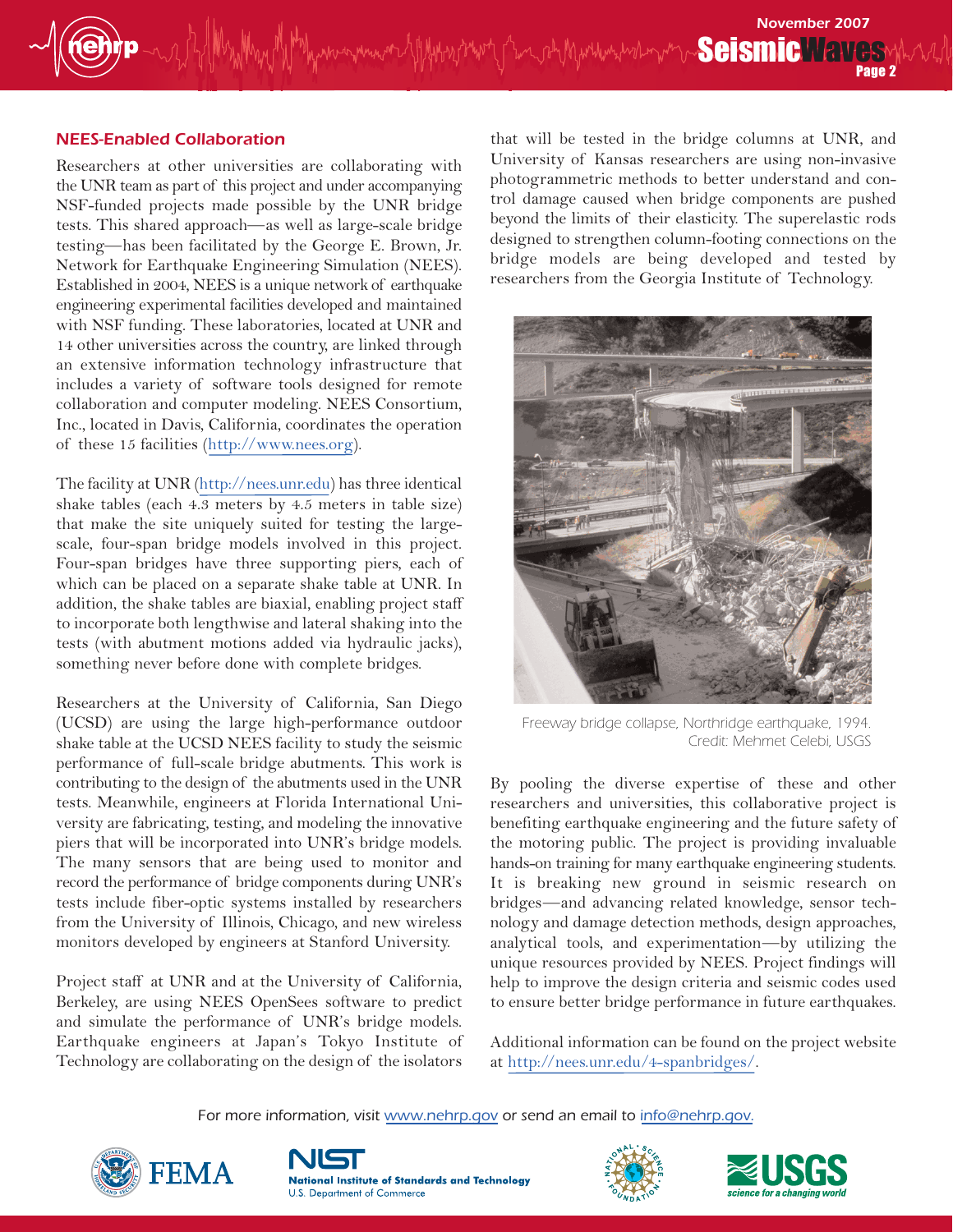### *NEES-Enabled Collaboration*

Researchers at other universities are collaborating with the UNR team as part of this project and under accompanying NSF-funded projects made possible by the UNR bridge tests. This shared approach—as well as large-scale bridge testing—has been facilitated by the George E. Brown, Jr. Network for Earthquake Engineering Simulation (NEES). Established in 2004, NEES is a unique network of earthquake engineering experimental facilities developed and maintained with NSF funding. These laboratories, located at UNR and 14 other universities across the country, are linked through an extensive information technology infrastructure that includes a variety of software tools designed for remote collaboration and computer modeling. NEES Consortium, Inc., located in Davis, California, coordinates the operation of these 15 facilities (http://www.nees.org).

The facility at UNR (http://nees.unr.edu) has three identical shake tables (each 4.3 meters by 4.5 meters in table size) that make the site uniquely suited for testing the large-scale, four-span bridge models involved in this project. Four-span bridges have three supporting piers, each of which can be placed on a separate shake table at UNR. In addition, the shake tables are biaxial, enabling project staff to incorporate both lengthwise and lateral shaking into the tests (with abutment motions added via hydraulic jacks), something never before done with complete bridges.

Researchers at the University of California, San Diego (UCSD) are using the large high-performance outdoor shake table at the UCSD NEES facility to study the seismic performance of full-scale bridge abutments. This work is contributing to the design of the abutments used in the UNR tests. Meanwhile, engineers at Florida International University are fabricating, testing, and modeling the innovative piers that will be incorporated into UNR's bridge models. The many sensors that are being used to monitor and record the performance of bridge components during UNR's tests include fiber-optic systems installed by researchers from the University of Illinois, Chicago, and new wireless monitors developed by engineers at Stanford University.

Project staff at UNR and at the University of California, Berkeley, are using NEES OpenSees software to predict and simulate the performance of UNR's bridge models. Earthquake engineers at Japan's Tokyo Institute of Technology are collaborating on the design of the isolators that will be tested in the bridge columns at UNR, and University of Kansas researchers are using non-invasive photogrammetric methods to better understand and control damage caused when bridge components are pushed beyond the limits of their elasticity. The superelastic rods designed to strengthen column-footing connections on the bridge models are being developed and tested by researchers from the Georgia Institute of Technology.

Freeway bridge collapse, Northridge earthquake, 1994.
Credit: Mehmet Celebi, USGS

By pooling the diverse expertise of these and other researchers and universities, this collaborative project is benefiting earthquake engineering and the future safety of the motoring public. The project is providing invaluable hands-on training for many earthquake engineering students. It is breaking new ground in seismic research on bridges—and advancing related knowledge, sensor technology and damage detection methods, design approaches, analytical tools, and experimentation—by utilizing the unique resources provided by NEES. Project findings will help to improve the design criteria and seismic codes used to ensure better bridge performance in future earthquakes.

Additional information can be found on the project website at http://nees.unr.edu/4-spanbridges/.

*For more information, visit www.nehrp.gov or send an email to info@nehrp.gov.*